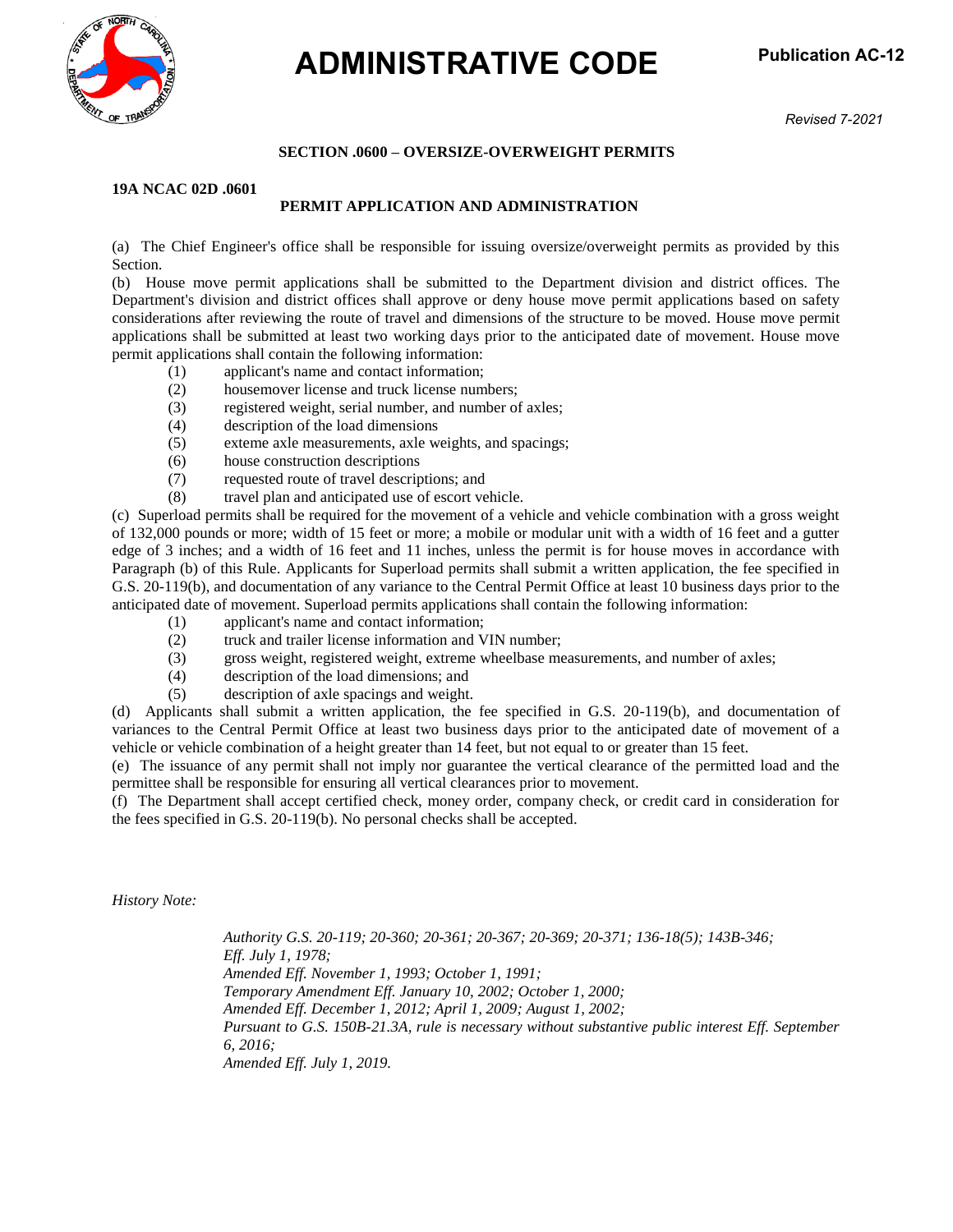# ADMINISTRATIVE CODE

**Publication AC-12**

*Revised 7-2021*

## SECTION .0600 – OVERSIZE-OVERWEIGHT PERMITS

**19A NCAC 02D .0601**

### PERMIT APPLICATION AND ADMINISTRATION

(a) The Chief Engineer's office shall be responsible for issuing oversize/overweight permits as provided by this Section.

(b) House move permit applications shall be submitted to the Department division and district offices. The Department's division and district offices shall approve or deny house move permit applications based on safety considerations after reviewing the route of travel and dimensions of the structure to be moved. House move permit applications shall be submitted at least two working days prior to the anticipated date of movement. House move permit applications shall contain the following information:

- (1) applicant's name and contact information;
- (2) housemover license and truck license numbers;
- (3) registered weight, serial number, and number of axles;
- (4) description of the load dimensions
- (5) exteme axle measurements, axle weights, and spacings;
- (6) house construction descriptions
- (7) requested route of travel descriptions; and
- (8) travel plan and anticipated use of escort vehicle.

(c) Superload permits shall be required for the movement of a vehicle and vehicle combination with a gross weight of 132,000 pounds or more; width of 15 feet or more; a mobile or modular unit with a width of 16 feet and a gutter edge of 3 inches; and a width of 16 feet and 11 inches, unless the permit is for house moves in accordance with Paragraph (b) of this Rule. Applicants for Superload permits shall submit a written application, the fee specified in G.S. 20-119(b), and documentation of any variance to the Central Permit Office at least 10 business days prior to the anticipated date of movement. Superload permits applications shall contain the following information:

- (1) applicant's name and contact information;
- (2) truck and trailer license information and VIN number;
- (3) gross weight, registered weight, extreme wheelbase measurements, and number of axles;
- (4) description of the load dimensions; and
- (5) description of axle spacings and weight.

(d) Applicants shall submit a written application, the fee specified in G.S. 20-119(b), and documentation of variances to the Central Permit Office at least two business days prior to the anticipated date of movement of a vehicle or vehicle combination of a height greater than 14 feet, but not equal to or greater than 15 feet.

(e) The issuance of any permit shall not imply nor guarantee the vertical clearance of the permitted load and the permittee shall be responsible for ensuring all vertical clearances prior to movement.

(f) The Department shall accept certified check, money order, company check, or credit card in consideration for the fees specified in G.S. 20-119(b). No personal checks shall be accepted.

*History Note:*

*Authority G.S. 20-119; 20-360; 20-361; 20-367; 20-369; 20-371; 136-18(5); 143B-346;*
*Eff. July 1, 1978;*
*Amended Eff. November 1, 1993; October 1, 1991;*
*Temporary Amendment Eff. January 10, 2002; October 1, 2000;*
*Amended Eff. December 1, 2012; April 1, 2009; August 1, 2002;*
*Pursuant to G.S. 150B-21.3A, rule is necessary without substantive public interest Eff. September 6, 2016;*
*Amended Eff. July 1, 2019.*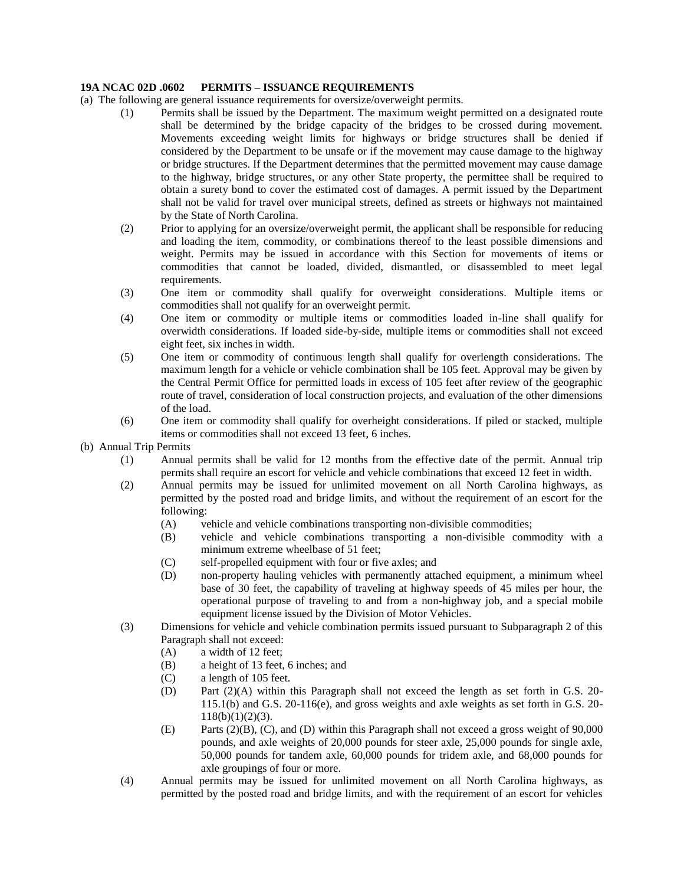**19A NCAC 02D .0602 PERMITS – ISSUANCE REQUIREMENTS**

(a) The following are general issuance requirements for oversize/overweight permits.

- (1) Permits shall be issued by the Department. The maximum weight permitted on a designated route shall be determined by the bridge capacity of the bridges to be crossed during movement. Movements exceeding weight limits for highways or bridge structures shall be denied if considered by the Department to be unsafe or if the movement may cause damage to the highway or bridge structures. If the Department determines that the permitted movement may cause damage to the highway, bridge structures, or any other State property, the permittee shall be required to obtain a surety bond to cover the estimated cost of damages. A permit issued by the Department shall not be valid for travel over municipal streets, defined as streets or highways not maintained by the State of North Carolina.
- (2) Prior to applying for an oversize/overweight permit, the applicant shall be responsible for reducing and loading the item, commodity, or combinations thereof to the least possible dimensions and weight. Permits may be issued in accordance with this Section for movements of items or commodities that cannot be loaded, divided, dismantled, or disassembled to meet legal requirements.
- (3) One item or commodity shall qualify for overweight considerations. Multiple items or commodities shall not qualify for an overweight permit.
- (4) One item or commodity or multiple items or commodities loaded in-line shall qualify for overwidth considerations. If loaded side-by-side, multiple items or commodities shall not exceed eight feet, six inches in width.
- (5) One item or commodity of continuous length shall qualify for overlength considerations. The maximum length for a vehicle or vehicle combination shall be 105 feet. Approval may be given by the Central Permit Office for permitted loads in excess of 105 feet after review of the geographic route of travel, consideration of local construction projects, and evaluation of the other dimensions of the load.
- (6) One item or commodity shall qualify for overheight considerations. If piled or stacked, multiple items or commodities shall not exceed 13 feet, 6 inches.

(b) Annual Trip Permits

- (1) Annual permits shall be valid for 12 months from the effective date of the permit. Annual trip permits shall require an escort for vehicle and vehicle combinations that exceed 12 feet in width.
- (2) Annual permits may be issued for unlimited movement on all North Carolina highways, as permitted by the posted road and bridge limits, and without the requirement of an escort for the following:
  - (A) vehicle and vehicle combinations transporting non-divisible commodities;
  - (B) vehicle and vehicle combinations transporting a non-divisible commodity with a minimum extreme wheelbase of 51 feet;
  - (C) self-propelled equipment with four or five axles; and
  - (D) non-property hauling vehicles with permanently attached equipment, a minimum wheel base of 30 feet, the capability of traveling at highway speeds of 45 miles per hour, the operational purpose of traveling to and from a non-highway job, and a special mobile equipment license issued by the Division of Motor Vehicles.
- (3) Dimensions for vehicle and vehicle combination permits issued pursuant to Subparagraph 2 of this Paragraph shall not exceed:
  - (A) a width of 12 feet;
  - (B) a height of 13 feet, 6 inches; and
  - (C) a length of 105 feet.
  - (D) Part (2)(A) within this Paragraph shall not exceed the length as set forth in G.S. 20-115.1(b) and G.S. 20-116(e), and gross weights and axle weights as set forth in G.S. 20-118(b)(1)(2)(3).
  - (E) Parts (2)(B), (C), and (D) within this Paragraph shall not exceed a gross weight of 90,000 pounds, and axle weights of 20,000 pounds for steer axle, 25,000 pounds for single axle, 50,000 pounds for tandem axle, 60,000 pounds for tridem axle, and 68,000 pounds for axle groupings of four or more.
- (4) Annual permits may be issued for unlimited movement on all North Carolina highways, as permitted by the posted road and bridge limits, and with the requirement of an escort for vehicles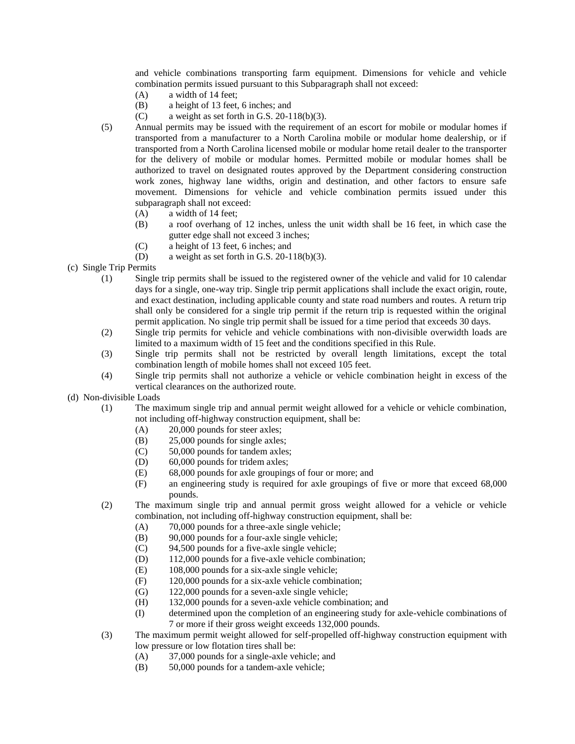and vehicle combinations transporting farm equipment. Dimensions for vehicle and vehicle combination permits issued pursuant to this Subparagraph shall not exceed:

- (A) a width of 14 feet;
- (B) a height of 13 feet, 6 inches; and
- (C) a weight as set forth in G.S. 20-118(b)(3).

(5) Annual permits may be issued with the requirement of an escort for mobile or modular homes if transported from a manufacturer to a North Carolina mobile or modular home dealership, or if transported from a North Carolina licensed mobile or modular home retail dealer to the transporter for the delivery of mobile or modular homes. Permitted mobile or modular homes shall be authorized to travel on designated routes approved by the Department considering construction work zones, highway lane widths, origin and destination, and other factors to ensure safe movement. Dimensions for vehicle and vehicle combination permits issued under this subparagraph shall not exceed:

- (A) a width of 14 feet;
- (B) a roof overhang of 12 inches, unless the unit width shall be 16 feet, in which case the gutter edge shall not exceed 3 inches;
- (C) a height of 13 feet, 6 inches; and
- (D) a weight as set forth in G.S. 20-118(b)(3).

(c) Single Trip Permits

(1) Single trip permits shall be issued to the registered owner of the vehicle and valid for 10 calendar days for a single, one-way trip. Single trip permit applications shall include the exact origin, route, and exact destination, including applicable county and state road numbers and routes. A return trip shall only be considered for a single trip permit if the return trip is requested within the original permit application. No single trip permit shall be issued for a time period that exceeds 30 days.

(2) Single trip permits for vehicle and vehicle combinations with non-divisible overwidth loads are limited to a maximum width of 15 feet and the conditions specified in this Rule.

(3) Single trip permits shall not be restricted by overall length limitations, except the total combination length of mobile homes shall not exceed 105 feet.

(4) Single trip permits shall not authorize a vehicle or vehicle combination height in excess of the vertical clearances on the authorized route.

(d) Non-divisible Loads

(1) The maximum single trip and annual permit weight allowed for a vehicle or vehicle combination, not including off-highway construction equipment, shall be:

- (A) 20,000 pounds for steer axles;
- (B) 25,000 pounds for single axles;
- (C) 50,000 pounds for tandem axles;
- (D) 60,000 pounds for tridem axles;
- (E) 68,000 pounds for axle groupings of four or more; and
- (F) an engineering study is required for axle groupings of five or more that exceed 68,000 pounds.

(2) The maximum single trip and annual permit gross weight allowed for a vehicle or vehicle combination, not including off-highway construction equipment, shall be:

- (A) 70,000 pounds for a three-axle single vehicle;
- (B) 90,000 pounds for a four-axle single vehicle;
- (C) 94,500 pounds for a five-axle single vehicle;
- (D) 112,000 pounds for a five-axle vehicle combination;
- (E) 108,000 pounds for a six-axle single vehicle;
- (F) 120,000 pounds for a six-axle vehicle combination;
- (G) 122,000 pounds for a seven-axle single vehicle;
- (H) 132,000 pounds for a seven-axle vehicle combination; and
- (I) determined upon the completion of an engineering study for axle-vehicle combinations of 7 or more if their gross weight exceeds 132,000 pounds.

(3) The maximum permit weight allowed for self-propelled off-highway construction equipment with low pressure or low flotation tires shall be:

- (A) 37,000 pounds for a single-axle vehicle; and
- (B) 50,000 pounds for a tandem-axle vehicle;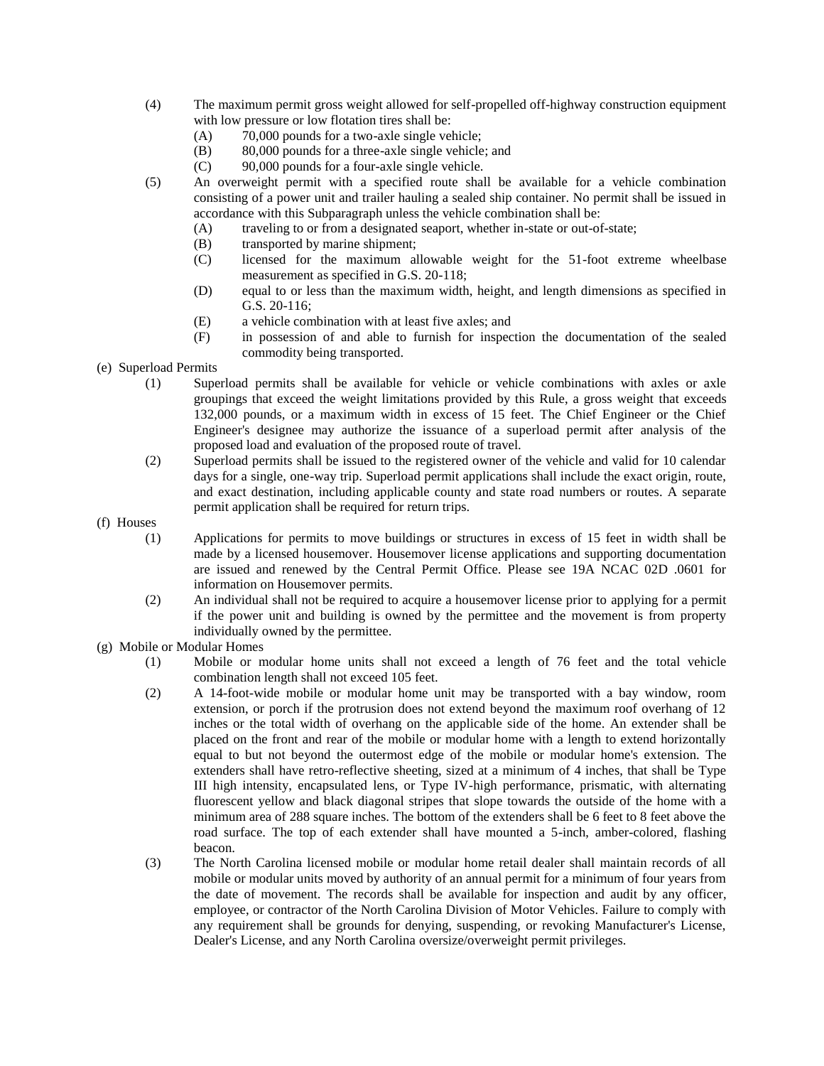(4) The maximum permit gross weight allowed for self-propelled off-highway construction equipment with low pressure or low flotation tires shall be:

   (A) 70,000 pounds for a two-axle single vehicle;

   (B) 80,000 pounds for a three-axle single vehicle; and

   (C) 90,000 pounds for a four-axle single vehicle.

(5) An overweight permit with a specified route shall be available for a vehicle combination consisting of a power unit and trailer hauling a sealed ship container. No permit shall be issued in accordance with this Subparagraph unless the vehicle combination shall be:

   (A) traveling to or from a designated seaport, whether in-state or out-of-state;

   (B) transported by marine shipment;

   (C) licensed for the maximum allowable weight for the 51-foot extreme wheelbase measurement as specified in G.S. 20-118;

   (D) equal to or less than the maximum width, height, and length dimensions as specified in G.S. 20-116;

   (E) a vehicle combination with at least five axles; and

   (F) in possession of and able to furnish for inspection the documentation of the sealed commodity being transported.

(e) Superload Permits

(1) Superload permits shall be available for vehicle or vehicle combinations with axles or axle groupings that exceed the weight limitations provided by this Rule, a gross weight that exceeds 132,000 pounds, or a maximum width in excess of 15 feet. The Chief Engineer or the Chief Engineer's designee may authorize the issuance of a superload permit after analysis of the proposed load and evaluation of the proposed route of travel.

(2) Superload permits shall be issued to the registered owner of the vehicle and valid for 10 calendar days for a single, one-way trip. Superload permit applications shall include the exact origin, route, and exact destination, including applicable county and state road numbers or routes. A separate permit application shall be required for return trips.

(f) Houses

(1) Applications for permits to move buildings or structures in excess of 15 feet in width shall be made by a licensed housemover. Housemover license applications and supporting documentation are issued and renewed by the Central Permit Office. Please see 19A NCAC 02D .0601 for information on Housemover permits.

(2) An individual shall not be required to acquire a housemover license prior to applying for a permit if the power unit and building is owned by the permittee and the movement is from property individually owned by the permittee.

(g) Mobile or Modular Homes

(1) Mobile or modular home units shall not exceed a length of 76 feet and the total vehicle combination length shall not exceed 105 feet.

(2) A 14-foot-wide mobile or modular home unit may be transported with a bay window, room extension, or porch if the protrusion does not extend beyond the maximum roof overhang of 12 inches or the total width of overhang on the applicable side of the home. An extender shall be placed on the front and rear of the mobile or modular home with a length to extend horizontally equal to but not beyond the outermost edge of the mobile or modular home's extension. The extenders shall have retro-reflective sheeting, sized at a minimum of 4 inches, that shall be Type III high intensity, encapsulated lens, or Type IV-high performance, prismatic, with alternating fluorescent yellow and black diagonal stripes that slope towards the outside of the home with a minimum area of 288 square inches. The bottom of the extenders shall be 6 feet to 8 feet above the road surface. The top of each extender shall have mounted a 5-inch, amber-colored, flashing beacon.

(3) The North Carolina licensed mobile or modular home retail dealer shall maintain records of all mobile or modular units moved by authority of an annual permit for a minimum of four years from the date of movement. The records shall be available for inspection and audit by any officer, employee, or contractor of the North Carolina Division of Motor Vehicles. Failure to comply with any requirement shall be grounds for denying, suspending, or revoking Manufacturer's License, Dealer's License, and any North Carolina oversize/overweight permit privileges.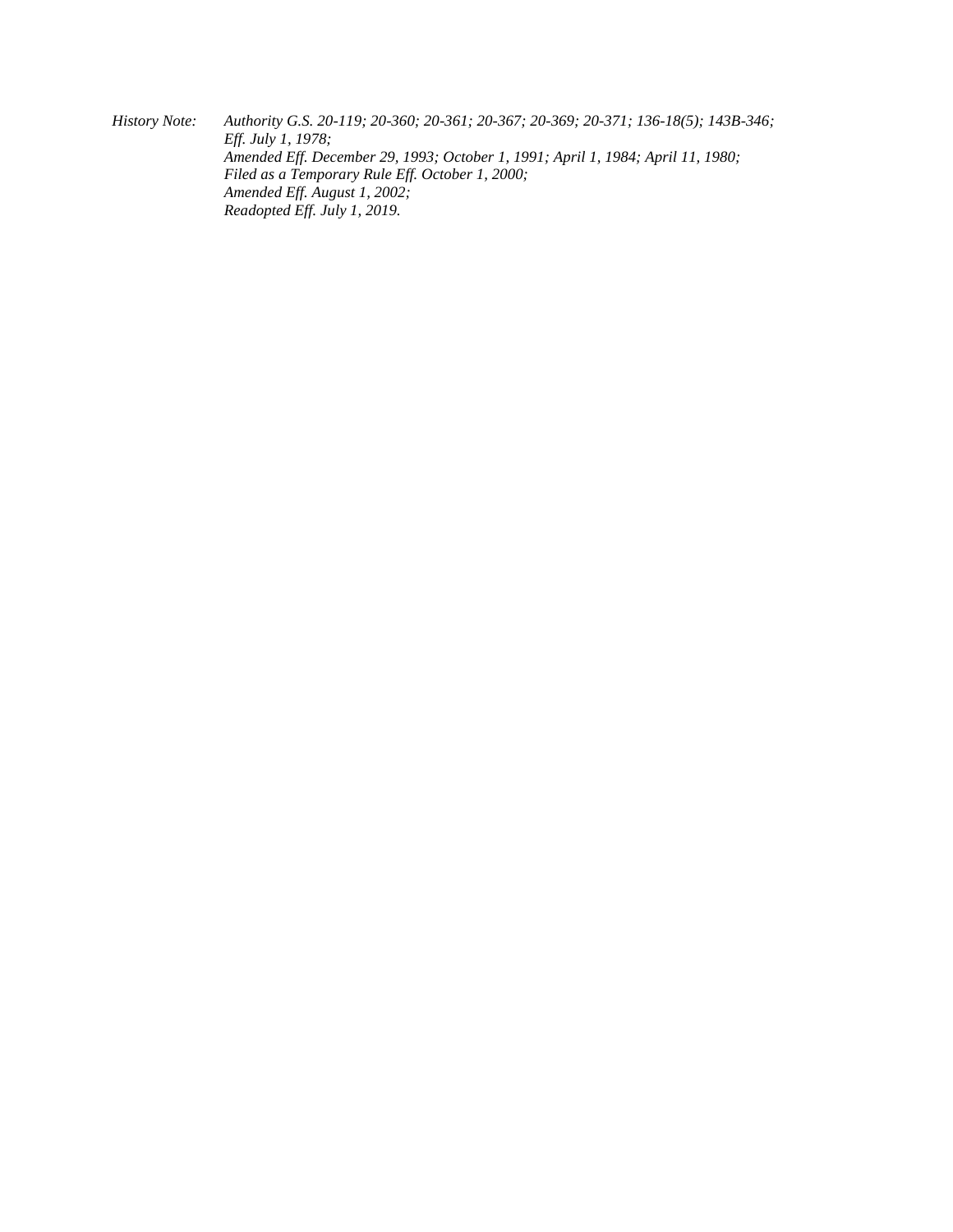*History Note: Authority G.S. 20-119; 20-360; 20-361; 20-367; 20-369; 20-371; 136-18(5); 143B-346;*
*Eff. July 1, 1978;*
*Amended Eff. December 29, 1993; October 1, 1991; April 1, 1984; April 11, 1980;*
*Filed as a Temporary Rule Eff. October 1, 2000;*
*Amended Eff. August 1, 2002;*
*Readopted Eff. July 1, 2019.*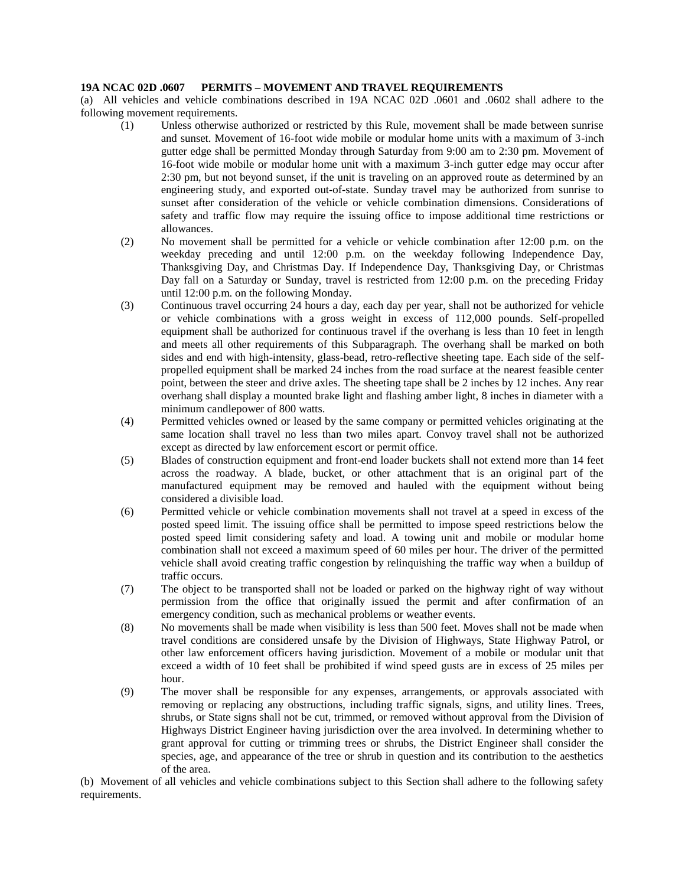**19A NCAC 02D .0607 PERMITS – MOVEMENT AND TRAVEL REQUIREMENTS**

(a) All vehicles and vehicle combinations described in 19A NCAC 02D .0601 and .0602 shall adhere to the following movement requirements.

(1) Unless otherwise authorized or restricted by this Rule, movement shall be made between sunrise and sunset. Movement of 16-foot wide mobile or modular home units with a maximum of 3-inch gutter edge shall be permitted Monday through Saturday from 9:00 am to 2:30 pm. Movement of 16-foot wide mobile or modular home unit with a maximum 3-inch gutter edge may occur after 2:30 pm, but not beyond sunset, if the unit is traveling on an approved route as determined by an engineering study, and exported out-of-state. Sunday travel may be authorized from sunrise to sunset after consideration of the vehicle or vehicle combination dimensions. Considerations of safety and traffic flow may require the issuing office to impose additional time restrictions or allowances.

(2) No movement shall be permitted for a vehicle or vehicle combination after 12:00 p.m. on the weekday preceding and until 12:00 p.m. on the weekday following Independence Day, Thanksgiving Day, and Christmas Day. If Independence Day, Thanksgiving Day, or Christmas Day fall on a Saturday or Sunday, travel is restricted from 12:00 p.m. on the preceding Friday until 12:00 p.m. on the following Monday.

(3) Continuous travel occurring 24 hours a day, each day per year, shall not be authorized for vehicle or vehicle combinations with a gross weight in excess of 112,000 pounds. Self-propelled equipment shall be authorized for continuous travel if the overhang is less than 10 feet in length and meets all other requirements of this Subparagraph. The overhang shall be marked on both sides and end with high-intensity, glass-bead, retro-reflective sheeting tape. Each side of the self-propelled equipment shall be marked 24 inches from the road surface at the nearest feasible center point, between the steer and drive axles. The sheeting tape shall be 2 inches by 12 inches. Any rear overhang shall display a mounted brake light and flashing amber light, 8 inches in diameter with a minimum candlepower of 800 watts.

(4) Permitted vehicles owned or leased by the same company or permitted vehicles originating at the same location shall travel no less than two miles apart. Convoy travel shall not be authorized except as directed by law enforcement escort or permit office.

(5) Blades of construction equipment and front-end loader buckets shall not extend more than 14 feet across the roadway. A blade, bucket, or other attachment that is an original part of the manufactured equipment may be removed and hauled with the equipment without being considered a divisible load.

(6) Permitted vehicle or vehicle combination movements shall not travel at a speed in excess of the posted speed limit. The issuing office shall be permitted to impose speed restrictions below the posted speed limit considering safety and load. A towing unit and mobile or modular home combination shall not exceed a maximum speed of 60 miles per hour. The driver of the permitted vehicle shall avoid creating traffic congestion by relinquishing the traffic way when a buildup of traffic occurs.

(7) The object to be transported shall not be loaded or parked on the highway right of way without permission from the office that originally issued the permit and after confirmation of an emergency condition, such as mechanical problems or weather events.

(8) No movements shall be made when visibility is less than 500 feet. Moves shall not be made when travel conditions are considered unsafe by the Division of Highways, State Highway Patrol, or other law enforcement officers having jurisdiction. Movement of a mobile or modular unit that exceed a width of 10 feet shall be prohibited if wind speed gusts are in excess of 25 miles per hour.

(9) The mover shall be responsible for any expenses, arrangements, or approvals associated with removing or replacing any obstructions, including traffic signals, signs, and utility lines. Trees, shrubs, or State signs shall not be cut, trimmed, or removed without approval from the Division of Highways District Engineer having jurisdiction over the area involved. In determining whether to grant approval for cutting or trimming trees or shrubs, the District Engineer shall consider the species, age, and appearance of the tree or shrub in question and its contribution to the aesthetics of the area.

(b) Movement of all vehicles and vehicle combinations subject to this Section shall adhere to the following safety requirements.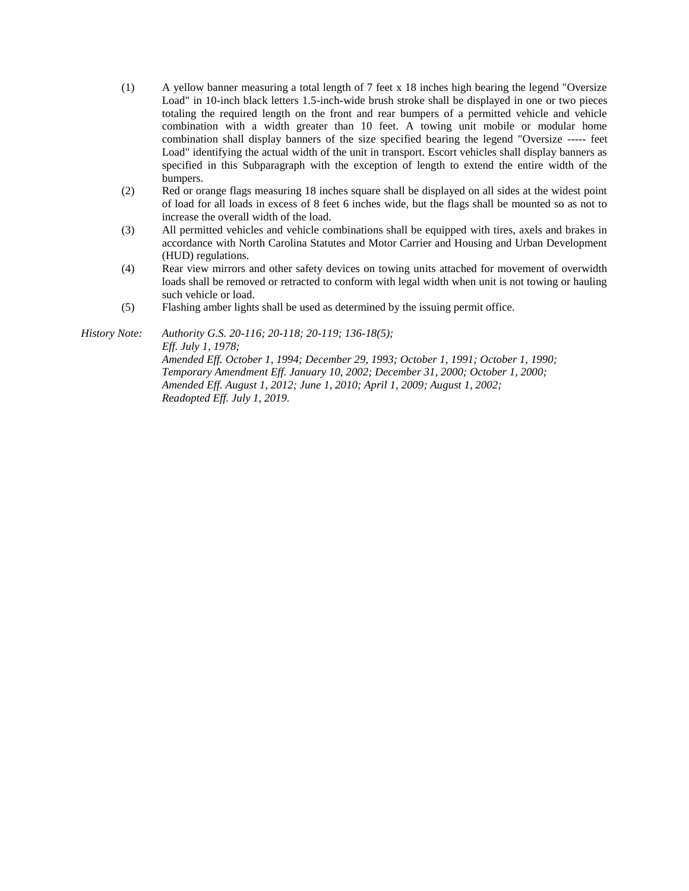(1) A yellow banner measuring a total length of 7 feet x 18 inches high bearing the legend "Oversize Load" in 10-inch black letters 1.5-inch-wide brush stroke shall be displayed in one or two pieces totaling the required length on the front and rear bumpers of a permitted vehicle and vehicle combination with a width greater than 10 feet. A towing unit mobile or modular home combination shall display banners of the size specified bearing the legend "Oversize ----- feet Load" identifying the actual width of the unit in transport. Escort vehicles shall display banners as specified in this Subparagraph with the exception of length to extend the entire width of the bumpers.

(2) Red or orange flags measuring 18 inches square shall be displayed on all sides at the widest point of load for all loads in excess of 8 feet 6 inches wide, but the flags shall be mounted so as not to increase the overall width of the load.

(3) All permitted vehicles and vehicle combinations shall be equipped with tires, axels and brakes in accordance with North Carolina Statutes and Motor Carrier and Housing and Urban Development (HUD) regulations.

(4) Rear view mirrors and other safety devices on towing units attached for movement of overwidth loads shall be removed or retracted to conform with legal width when unit is not towing or hauling such vehicle or load.

(5) Flashing amber lights shall be used as determined by the issuing permit office.

*History Note: Authority G.S. 20-116; 20-118; 20-119; 136-18(5);*
*Eff. July 1, 1978;*
*Amended Eff. October 1, 1994; December 29, 1993; October 1, 1991; October 1, 1990;*
*Temporary Amendment Eff. January 10, 2002; December 31, 2000; October 1, 2000;*
*Amended Eff. August 1, 2012; June 1, 2010; April 1, 2009; August 1, 2002;*
*Readopted Eff. July 1, 2019.*